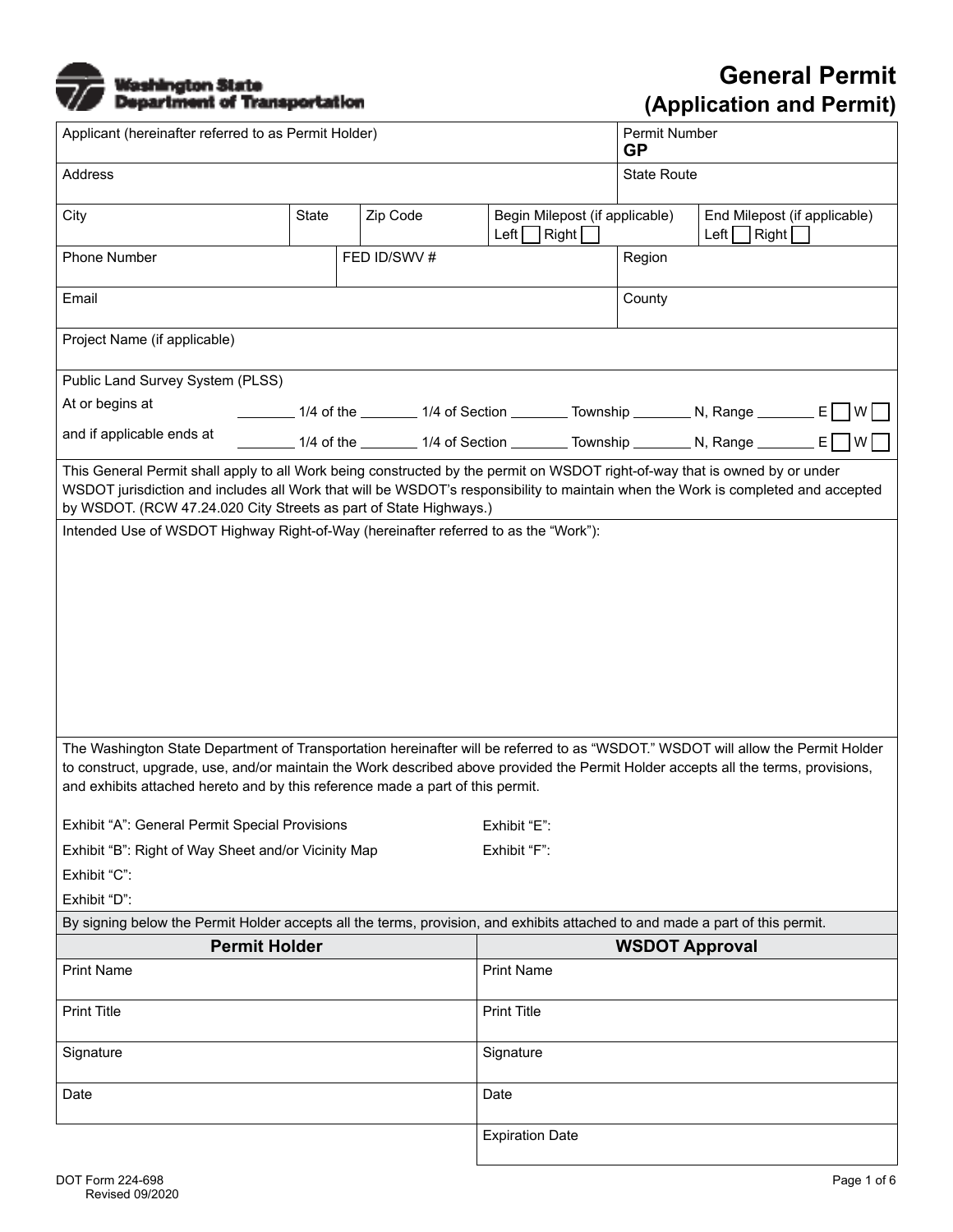Washington State Department of Transportation

# General Permit
## (Application and Permit)

| | | | | |
|---|---|---|---|---|
| Applicant (hereinafter referred to as Permit Holder) | | | Permit Number **GP** | |
| Address | | | State Route | |
| City | State | Zip Code | Begin Milepost (if applicable) Left ☐ Right ☐ | End Milepost (if applicable) Left ☐ Right ☐ |
| Phone Number | FED ID/SWV # | | Region | |
| Email | | | County | |
| Project Name (if applicable) | | | | |

Public Land Survey System (PLSS)

At or begins at ________ 1/4 of the ________ 1/4 of Section ________ Township ________ N, Range ________ E ☐ W ☐

and if applicable ends at ________ 1/4 of the ________ 1/4 of Section ________ Township ________ N, Range ________ E ☐ W ☐

This General Permit shall apply to all Work being constructed by the permit on WSDOT right-of-way that is owned by or under WSDOT jurisdiction and includes all Work that will be WSDOT's responsibility to maintain when the Work is completed and accepted by WSDOT. (RCW 47.24.020 City Streets as part of State Highways.)

Intended Use of WSDOT Highway Right-of-Way (hereinafter referred to as the "Work"):

The Washington State Department of Transportation hereinafter will be referred to as "WSDOT." WSDOT will allow the Permit Holder to construct, upgrade, use, and/or maintain the Work described above provided the Permit Holder accepts all the terms, provisions, and exhibits attached hereto and by this reference made a part of this permit.

Exhibit "A": General Permit Special Provisions

Exhibit "B": Right of Way Sheet and/or Vicinity Map

Exhibit "C":

Exhibit "D":

Exhibit "E":

Exhibit "F":

By signing below the Permit Holder accepts all the terms, provision, and exhibits attached to and made a part of this permit.

| **Permit Holder** | **WSDOT Approval** |
|---|---|
| Print Name | Print Name |
| Print Title | Print Title |
| Signature | Signature |
| Date | Date |
| | Expiration Date |

DOT Form 224-698
Revised 09/2020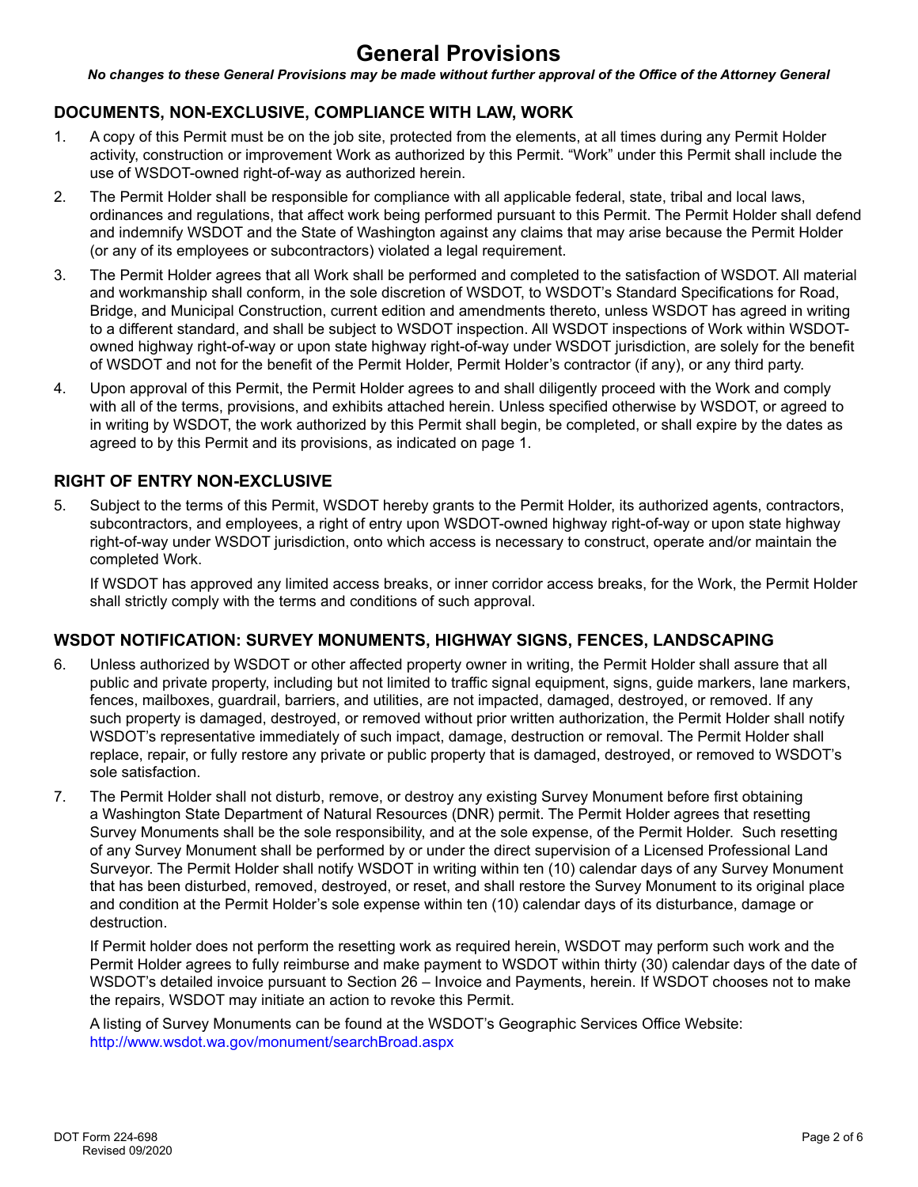# General Provisions

***No changes to these General Provisions may be made without further approval of the Office of the Attorney General***

## DOCUMENTS, NON-EXCLUSIVE, COMPLIANCE WITH LAW, WORK

1. A copy of this Permit must be on the job site, protected from the elements, at all times during any Permit Holder activity, construction or improvement Work as authorized by this Permit. "Work" under this Permit shall include the use of WSDOT-owned right-of-way as authorized herein.
2. The Permit Holder shall be responsible for compliance with all applicable federal, state, tribal and local laws, ordinances and regulations, that affect work being performed pursuant to this Permit. The Permit Holder shall defend and indemnify WSDOT and the State of Washington against any claims that may arise because the Permit Holder (or any of its employees or subcontractors) violated a legal requirement.
3. The Permit Holder agrees that all Work shall be performed and completed to the satisfaction of WSDOT. All material and workmanship shall conform, in the sole discretion of WSDOT, to WSDOT's Standard Specifications for Road, Bridge, and Municipal Construction, current edition and amendments thereto, unless WSDOT has agreed in writing to a different standard, and shall be subject to WSDOT inspection. All WSDOT inspections of Work within WSDOT-owned highway right-of-way or upon state highway right-of-way under WSDOT jurisdiction, are solely for the benefit of WSDOT and not for the benefit of the Permit Holder, Permit Holder's contractor (if any), or any third party.
4. Upon approval of this Permit, the Permit Holder agrees to and shall diligently proceed with the Work and comply with all of the terms, provisions, and exhibits attached herein. Unless specified otherwise by WSDOT, or agreed to in writing by WSDOT, the work authorized by this Permit shall begin, be completed, or shall expire by the dates as agreed to by this Permit and its provisions, as indicated on page 1.

## RIGHT OF ENTRY NON-EXCLUSIVE

5. Subject to the terms of this Permit, WSDOT hereby grants to the Permit Holder, its authorized agents, contractors, subcontractors, and employees, a right of entry upon WSDOT-owned highway right-of-way or upon state highway right-of-way under WSDOT jurisdiction, onto which access is necessary to construct, operate and/or maintain the completed Work.

   If WSDOT has approved any limited access breaks, or inner corridor access breaks, for the Work, the Permit Holder shall strictly comply with the terms and conditions of such approval.

## WSDOT NOTIFICATION: SURVEY MONUMENTS, HIGHWAY SIGNS, FENCES, LANDSCAPING

6. Unless authorized by WSDOT or other affected property owner in writing, the Permit Holder shall assure that all public and private property, including but not limited to traffic signal equipment, signs, guide markers, lane markers, fences, mailboxes, guardrail, barriers, and utilities, are not impacted, damaged, destroyed, or removed. If any such property is damaged, destroyed, or removed without prior written authorization, the Permit Holder shall notify WSDOT's representative immediately of such impact, damage, destruction or removal. The Permit Holder shall replace, repair, or fully restore any private or public property that is damaged, destroyed, or removed to WSDOT's sole satisfaction.
7. The Permit Holder shall not disturb, remove, or destroy any existing Survey Monument before first obtaining a Washington State Department of Natural Resources (DNR) permit. The Permit Holder agrees that resetting Survey Monuments shall be the sole responsibility, and at the sole expense, of the Permit Holder. Such resetting of any Survey Monument shall be performed by or under the direct supervision of a Licensed Professional Land Surveyor. The Permit Holder shall notify WSDOT in writing within ten (10) calendar days of any Survey Monument that has been disturbed, removed, destroyed, or reset, and shall restore the Survey Monument to its original place and condition at the Permit Holder's sole expense within ten (10) calendar days of its disturbance, damage or destruction.

   If Permit holder does not perform the resetting work as required herein, WSDOT may perform such work and the Permit Holder agrees to fully reimburse and make payment to WSDOT within thirty (30) calendar days of the date of WSDOT's detailed invoice pursuant to Section 26 – Invoice and Payments, herein. If WSDOT chooses not to make the repairs, WSDOT may initiate an action to revoke this Permit.

   A listing of Survey Monuments can be found at the WSDOT's Geographic Services Office Website: http://www.wsdot.wa.gov/monument/searchBroad.aspx

DOT Form 224-698
Revised 09/2020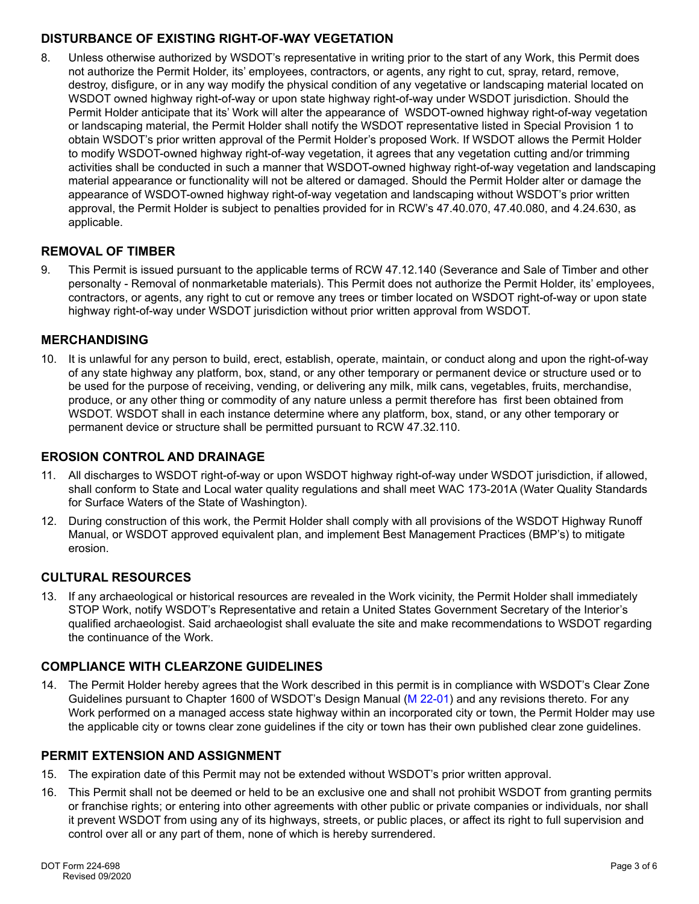## DISTURBANCE OF EXISTING RIGHT-OF-WAY VEGETATION

8. Unless otherwise authorized by WSDOT's representative in writing prior to the start of any Work, this Permit does not authorize the Permit Holder, its' employees, contractors, or agents, any right to cut, spray, retard, remove, destroy, disfigure, or in any way modify the physical condition of any vegetative or landscaping material located on WSDOT owned highway right-of-way or upon state highway right-of-way under WSDOT jurisdiction. Should the Permit Holder anticipate that its' Work will alter the appearance of WSDOT-owned highway right-of-way vegetation or landscaping material, the Permit Holder shall notify the WSDOT representative listed in Special Provision 1 to obtain WSDOT's prior written approval of the Permit Holder's proposed Work. If WSDOT allows the Permit Holder to modify WSDOT-owned highway right-of-way vegetation, it agrees that any vegetation cutting and/or trimming activities shall be conducted in such a manner that WSDOT-owned highway right-of-way vegetation and landscaping material appearance or functionality will not be altered or damaged. Should the Permit Holder alter or damage the appearance of WSDOT-owned highway right-of-way vegetation and landscaping without WSDOT's prior written approval, the Permit Holder is subject to penalties provided for in RCW's 47.40.070, 47.40.080, and 4.24.630, as applicable.

## REMOVAL OF TIMBER

9. This Permit is issued pursuant to the applicable terms of RCW 47.12.140 (Severance and Sale of Timber and other personalty - Removal of nonmarketable materials). This Permit does not authorize the Permit Holder, its' employees, contractors, or agents, any right to cut or remove any trees or timber located on WSDOT right-of-way or upon state highway right-of-way under WSDOT jurisdiction without prior written approval from WSDOT.

## MERCHANDISING

10. It is unlawful for any person to build, erect, establish, operate, maintain, or conduct along and upon the right-of-way of any state highway any platform, box, stand, or any other temporary or permanent device or structure used or to be used for the purpose of receiving, vending, or delivering any milk, milk cans, vegetables, fruits, merchandise, produce, or any other thing or commodity of any nature unless a permit therefore has first been obtained from WSDOT. WSDOT shall in each instance determine where any platform, box, stand, or any other temporary or permanent device or structure shall be permitted pursuant to RCW 47.32.110.

## EROSION CONTROL AND DRAINAGE

11. All discharges to WSDOT right-of-way or upon WSDOT highway right-of-way under WSDOT jurisdiction, if allowed, shall conform to State and Local water quality regulations and shall meet WAC 173-201A (Water Quality Standards for Surface Waters of the State of Washington).
12. During construction of this work, the Permit Holder shall comply with all provisions of the WSDOT Highway Runoff Manual, or WSDOT approved equivalent plan, and implement Best Management Practices (BMP's) to mitigate erosion.

## CULTURAL RESOURCES

13. If any archaeological or historical resources are revealed in the Work vicinity, the Permit Holder shall immediately STOP Work, notify WSDOT's Representative and retain a United States Government Secretary of the Interior's qualified archaeologist. Said archaeologist shall evaluate the site and make recommendations to WSDOT regarding the continuance of the Work.

## COMPLIANCE WITH CLEARZONE GUIDELINES

14. The Permit Holder hereby agrees that the Work described in this permit is in compliance with WSDOT's Clear Zone Guidelines pursuant to Chapter 1600 of WSDOT's Design Manual (M 22-01) and any revisions thereto. For any Work performed on a managed access state highway within an incorporated city or town, the Permit Holder may use the applicable city or towns clear zone guidelines if the city or town has their own published clear zone guidelines.

## PERMIT EXTENSION AND ASSIGNMENT

15. The expiration date of this Permit may not be extended without WSDOT's prior written approval.
16. This Permit shall not be deemed or held to be an exclusive one and shall not prohibit WSDOT from granting permits or franchise rights; or entering into other agreements with other public or private companies or individuals, nor shall it prevent WSDOT from using any of its highways, streets, or public places, or affect its right to full supervision and control over all or any part of them, none of which is hereby surrendered.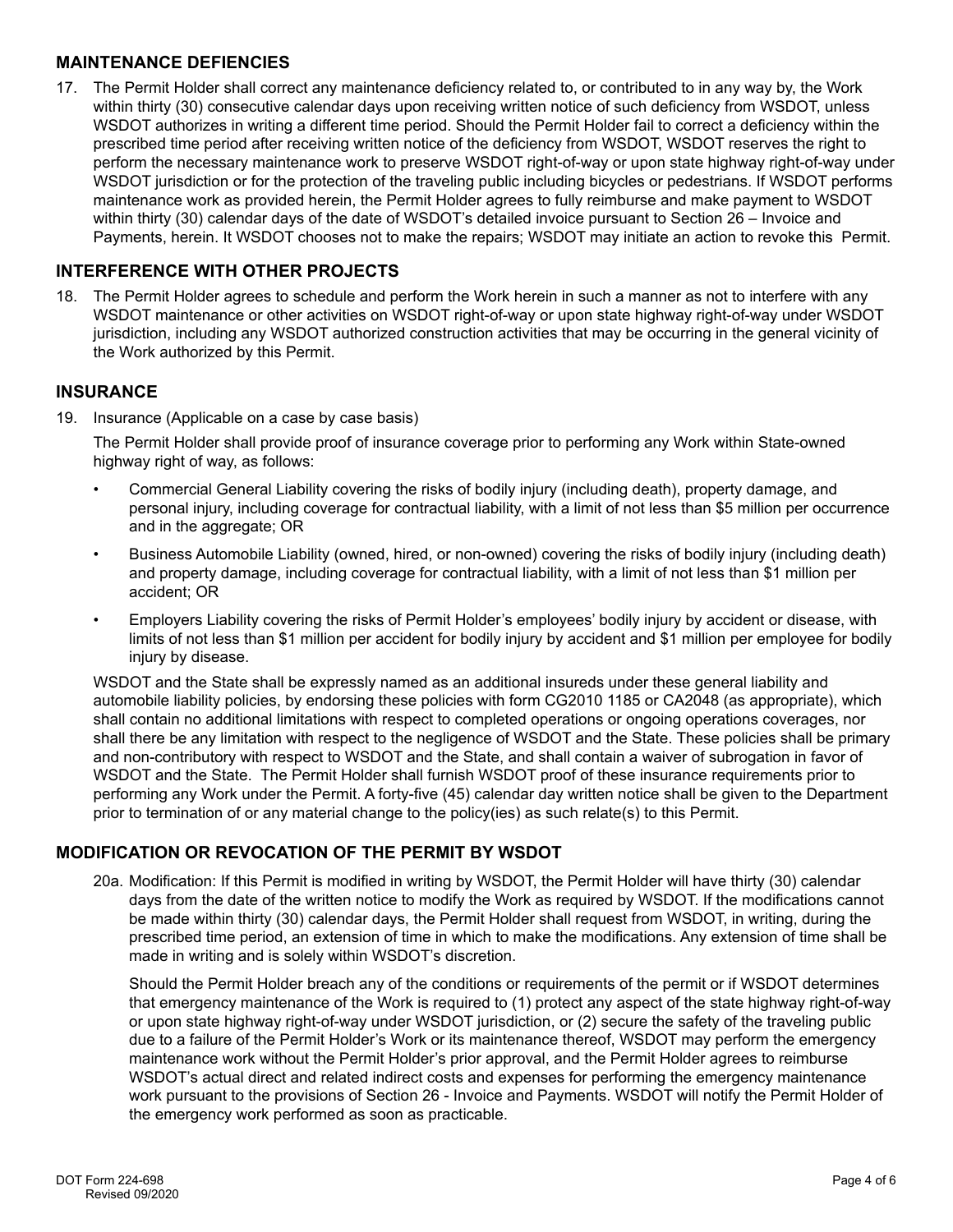## MAINTENANCE DEFIENCIES

17. The Permit Holder shall correct any maintenance deficiency related to, or contributed to in any way by, the Work within thirty (30) consecutive calendar days upon receiving written notice of such deficiency from WSDOT, unless WSDOT authorizes in writing a different time period. Should the Permit Holder fail to correct a deficiency within the prescribed time period after receiving written notice of the deficiency from WSDOT, WSDOT reserves the right to perform the necessary maintenance work to preserve WSDOT right-of-way or upon state highway right-of-way under WSDOT jurisdiction or for the protection of the traveling public including bicycles or pedestrians. If WSDOT performs maintenance work as provided herein, the Permit Holder agrees to fully reimburse and make payment to WSDOT within thirty (30) calendar days of the date of WSDOT's detailed invoice pursuant to Section 26 – Invoice and Payments, herein. It WSDOT chooses not to make the repairs; WSDOT may initiate an action to revoke this Permit.

## INTERFERENCE WITH OTHER PROJECTS

18. The Permit Holder agrees to schedule and perform the Work herein in such a manner as not to interfere with any WSDOT maintenance or other activities on WSDOT right-of-way or upon state highway right-of-way under WSDOT jurisdiction, including any WSDOT authorized construction activities that may be occurring in the general vicinity of the Work authorized by this Permit.

## INSURANCE

19. Insurance (Applicable on a case by case basis)

    The Permit Holder shall provide proof of insurance coverage prior to performing any Work within State-owned highway right of way, as follows:

    - Commercial General Liability covering the risks of bodily injury (including death), property damage, and personal injury, including coverage for contractual liability, with a limit of not less than $5 million per occurrence and in the aggregate; OR
    - Business Automobile Liability (owned, hired, or non-owned) covering the risks of bodily injury (including death) and property damage, including coverage for contractual liability, with a limit of not less than $1 million per accident; OR
    - Employers Liability covering the risks of Permit Holder's employees' bodily injury by accident or disease, with limits of not less than $1 million per accident for bodily injury by accident and $1 million per employee for bodily injury by disease.

    WSDOT and the State shall be expressly named as an additional insureds under these general liability and automobile liability policies, by endorsing these policies with form CG2010 1185 or CA2048 (as appropriate), which shall contain no additional limitations with respect to completed operations or ongoing operations coverages, nor shall there be any limitation with respect to the negligence of WSDOT and the State. These policies shall be primary and non-contributory with respect to WSDOT and the State, and shall contain a waiver of subrogation in favor of WSDOT and the State. The Permit Holder shall furnish WSDOT proof of these insurance requirements prior to performing any Work under the Permit. A forty-five (45) calendar day written notice shall be given to the Department prior to termination of or any material change to the policy(ies) as such relate(s) to this Permit.

## MODIFICATION OR REVOCATION OF THE PERMIT BY WSDOT

20a. Modification: If this Permit is modified in writing by WSDOT, the Permit Holder will have thirty (30) calendar days from the date of the written notice to modify the Work as required by WSDOT. If the modifications cannot be made within thirty (30) calendar days, the Permit Holder shall request from WSDOT, in writing, during the prescribed time period, an extension of time in which to make the modifications. Any extension of time shall be made in writing and is solely within WSDOT's discretion.

Should the Permit Holder breach any of the conditions or requirements of the permit or if WSDOT determines that emergency maintenance of the Work is required to (1) protect any aspect of the state highway right-of-way or upon state highway right-of-way under WSDOT jurisdiction, or (2) secure the safety of the traveling public due to a failure of the Permit Holder's Work or its maintenance thereof, WSDOT may perform the emergency maintenance work without the Permit Holder's prior approval, and the Permit Holder agrees to reimburse WSDOT's actual direct and related indirect costs and expenses for performing the emergency maintenance work pursuant to the provisions of Section 26 - Invoice and Payments. WSDOT will notify the Permit Holder of the emergency work performed as soon as practicable.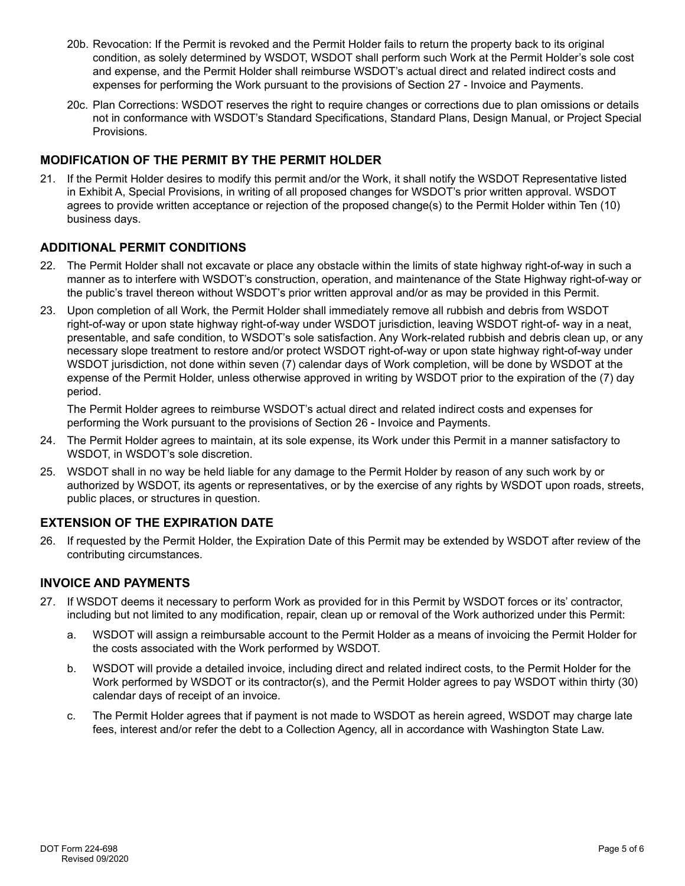20b. Revocation: If the Permit is revoked and the Permit Holder fails to return the property back to its original condition, as solely determined by WSDOT, WSDOT shall perform such Work at the Permit Holder's sole cost and expense, and the Permit Holder shall reimburse WSDOT's actual direct and related indirect costs and expenses for performing the Work pursuant to the provisions of Section 27 - Invoice and Payments.

20c. Plan Corrections: WSDOT reserves the right to require changes or corrections due to plan omissions or details not in conformance with WSDOT's Standard Specifications, Standard Plans, Design Manual, or Project Special Provisions.

## MODIFICATION OF THE PERMIT BY THE PERMIT HOLDER

21. If the Permit Holder desires to modify this permit and/or the Work, it shall notify the WSDOT Representative listed in Exhibit A, Special Provisions, in writing of all proposed changes for WSDOT's prior written approval. WSDOT agrees to provide written acceptance or rejection of the proposed change(s) to the Permit Holder within Ten (10) business days.

## ADDITIONAL PERMIT CONDITIONS

22. The Permit Holder shall not excavate or place any obstacle within the limits of state highway right-of-way in such a manner as to interfere with WSDOT's construction, operation, and maintenance of the State Highway right-of-way or the public's travel thereon without WSDOT's prior written approval and/or as may be provided in this Permit.

23. Upon completion of all Work, the Permit Holder shall immediately remove all rubbish and debris from WSDOT right-of-way or upon state highway right-of-way under WSDOT jurisdiction, leaving WSDOT right-of- way in a neat, presentable, and safe condition, to WSDOT's sole satisfaction. Any Work-related rubbish and debris clean up, or any necessary slope treatment to restore and/or protect WSDOT right-of-way or upon state highway right-of-way under WSDOT jurisdiction, not done within seven (7) calendar days of Work completion, will be done by WSDOT at the expense of the Permit Holder, unless otherwise approved in writing by WSDOT prior to the expiration of the (7) day period.

    The Permit Holder agrees to reimburse WSDOT's actual direct and related indirect costs and expenses for performing the Work pursuant to the provisions of Section 26 - Invoice and Payments.

24. The Permit Holder agrees to maintain, at its sole expense, its Work under this Permit in a manner satisfactory to WSDOT, in WSDOT's sole discretion.

25. WSDOT shall in no way be held liable for any damage to the Permit Holder by reason of any such work by or authorized by WSDOT, its agents or representatives, or by the exercise of any rights by WSDOT upon roads, streets, public places, or structures in question.

## EXTENSION OF THE EXPIRATION DATE

26. If requested by the Permit Holder, the Expiration Date of this Permit may be extended by WSDOT after review of the contributing circumstances.

## INVOICE AND PAYMENTS

27. If WSDOT deems it necessary to perform Work as provided for in this Permit by WSDOT forces or its' contractor, including but not limited to any modification, repair, clean up or removal of the Work authorized under this Permit:

    a. WSDOT will assign a reimbursable account to the Permit Holder as a means of invoicing the Permit Holder for the costs associated with the Work performed by WSDOT.

    b. WSDOT will provide a detailed invoice, including direct and related indirect costs, to the Permit Holder for the Work performed by WSDOT or its contractor(s), and the Permit Holder agrees to pay WSDOT within thirty (30) calendar days of receipt of an invoice.

    c. The Permit Holder agrees that if payment is not made to WSDOT as herein agreed, WSDOT may charge late fees, interest and/or refer the debt to a Collection Agency, all in accordance with Washington State Law.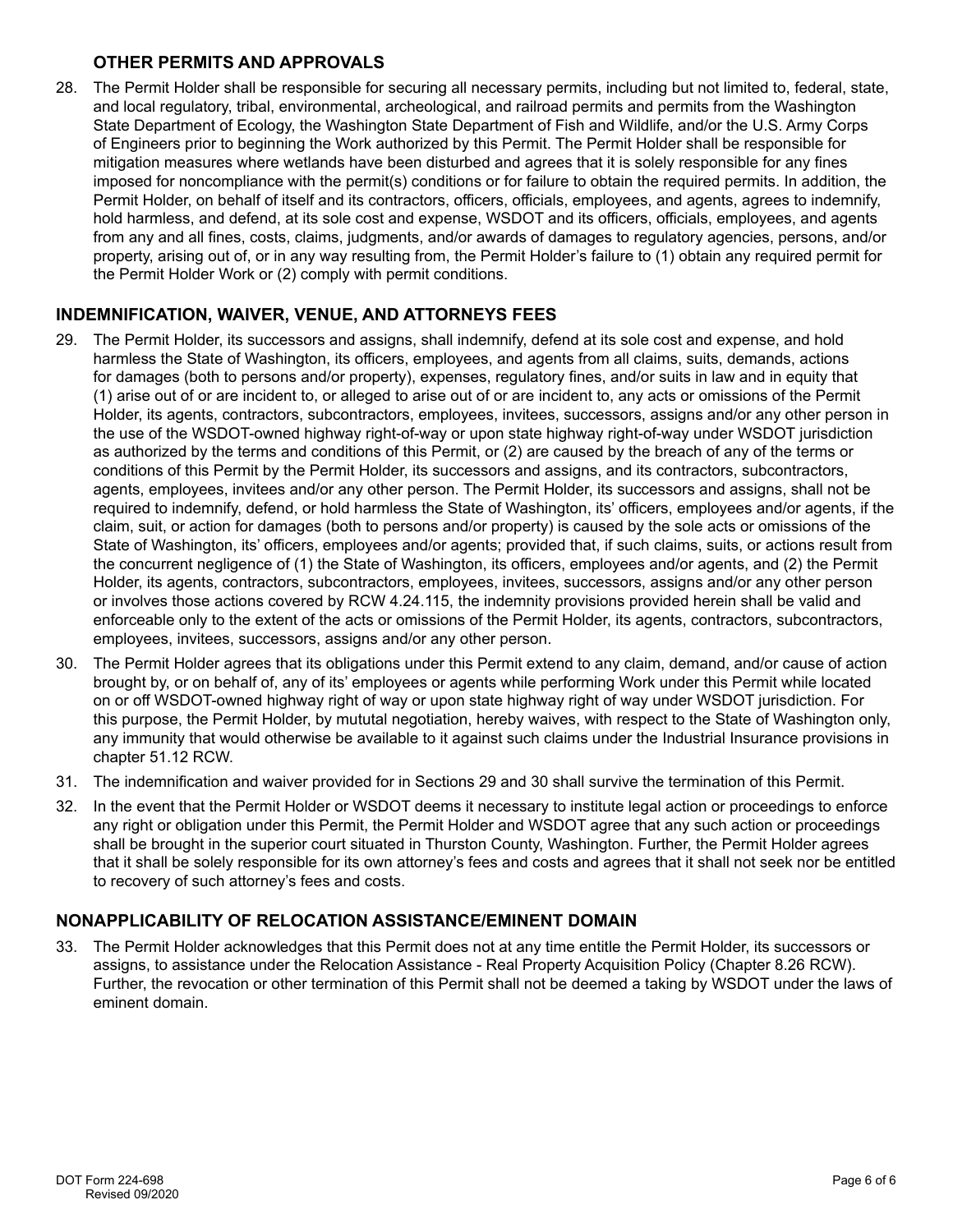## OTHER PERMITS AND APPROVALS

28. The Permit Holder shall be responsible for securing all necessary permits, including but not limited to, federal, state, and local regulatory, tribal, environmental, archeological, and railroad permits and permits from the Washington State Department of Ecology, the Washington State Department of Fish and Wildlife, and/or the U.S. Army Corps of Engineers prior to beginning the Work authorized by this Permit. The Permit Holder shall be responsible for mitigation measures where wetlands have been disturbed and agrees that it is solely responsible for any fines imposed for noncompliance with the permit(s) conditions or for failure to obtain the required permits. In addition, the Permit Holder, on behalf of itself and its contractors, officers, officials, employees, and agents, agrees to indemnify, hold harmless, and defend, at its sole cost and expense, WSDOT and its officers, officials, employees, and agents from any and all fines, costs, claims, judgments, and/or awards of damages to regulatory agencies, persons, and/or property, arising out of, or in any way resulting from, the Permit Holder's failure to (1) obtain any required permit for the Permit Holder Work or (2) comply with permit conditions.

## INDEMNIFICATION, WAIVER, VENUE, AND ATTORNEYS FEES

29. The Permit Holder, its successors and assigns, shall indemnify, defend at its sole cost and expense, and hold harmless the State of Washington, its officers, employees, and agents from all claims, suits, demands, actions for damages (both to persons and/or property), expenses, regulatory fines, and/or suits in law and in equity that (1) arise out of or are incident to, or alleged to arise out of or are incident to, any acts or omissions of the Permit Holder, its agents, contractors, subcontractors, employees, invitees, successors, assigns and/or any other person in the use of the WSDOT-owned highway right-of-way or upon state highway right-of-way under WSDOT jurisdiction as authorized by the terms and conditions of this Permit, or (2) are caused by the breach of any of the terms or conditions of this Permit by the Permit Holder, its successors and assigns, and its contractors, subcontractors, agents, employees, invitees and/or any other person. The Permit Holder, its successors and assigns, shall not be required to indemnify, defend, or hold harmless the State of Washington, its' officers, employees and/or agents, if the claim, suit, or action for damages (both to persons and/or property) is caused by the sole acts or omissions of the State of Washington, its' officers, employees and/or agents; provided that, if such claims, suits, or actions result from the concurrent negligence of (1) the State of Washington, its officers, employees and/or agents, and (2) the Permit Holder, its agents, contractors, subcontractors, employees, invitees, successors, assigns and/or any other person or involves those actions covered by RCW 4.24.115, the indemnity provisions provided herein shall be valid and enforceable only to the extent of the acts or omissions of the Permit Holder, its agents, contractors, subcontractors, employees, invitees, successors, assigns and/or any other person.

30. The Permit Holder agrees that its obligations under this Permit extend to any claim, demand, and/or cause of action brought by, or on behalf of, any of its' employees or agents while performing Work under this Permit while located on or off WSDOT-owned highway right of way or upon state highway right of way under WSDOT jurisdiction. For this purpose, the Permit Holder, by mutual negotiation, hereby waives, with respect to the State of Washington only, any immunity that would otherwise be available to it against such claims under the Industrial Insurance provisions in chapter 51.12 RCW.

31. The indemnification and waiver provided for in Sections 29 and 30 shall survive the termination of this Permit.

32. In the event that the Permit Holder or WSDOT deems it necessary to institute legal action or proceedings to enforce any right or obligation under this Permit, the Permit Holder and WSDOT agree that any such action or proceedings shall be brought in the superior court situated in Thurston County, Washington. Further, the Permit Holder agrees that it shall be solely responsible for its own attorney's fees and costs and agrees that it shall not seek nor be entitled to recovery of such attorney's fees and costs.

## NONAPPLICABILITY OF RELOCATION ASSISTANCE/EMINENT DOMAIN

33. The Permit Holder acknowledges that this Permit does not at any time entitle the Permit Holder, its successors or assigns, to assistance under the Relocation Assistance - Real Property Acquisition Policy (Chapter 8.26 RCW). Further, the revocation or other termination of this Permit shall not be deemed a taking by WSDOT under the laws of eminent domain.

DOT Form 224-698
Revised 09/2020